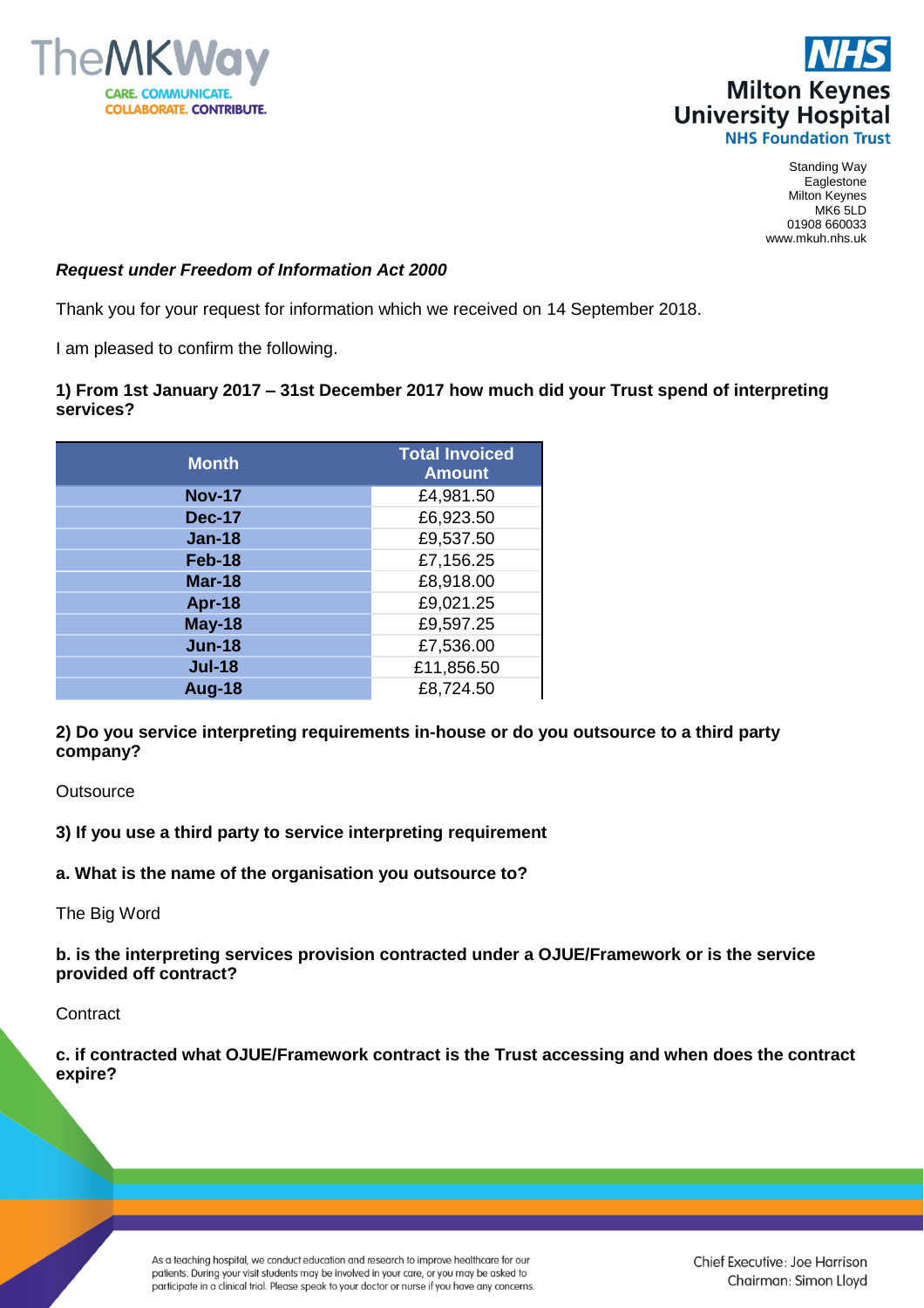Standing Way
Eaglestone
Milton Keynes
MK6 5LD
01908 660033
www.mkuh.nhs.uk

***Request under Freedom of Information Act 2000***

Thank you for your request for information which we received on 14 September 2018.

I am pleased to confirm the following.

**1) From 1st January 2017 – 31st December 2017 how much did your Trust spend of interpreting services?**

| Month | Total Invoiced Amount |
|---|---|
| **Nov-17** | £4,981.50 |
| **Dec-17** | £6,923.50 |
| **Jan-18** | £9,537.50 |
| **Feb-18** | £7,156.25 |
| **Mar-18** | £8,918.00 |
| **Apr-18** | £9,021.25 |
| **May-18** | £9,597.25 |
| **Jun-18** | £7,536.00 |
| **Jul-18** | £11,856.50 |
| **Aug-18** | £8,724.50 |

**2) Do you service interpreting requirements in-house or do you outsource to a third party company?**

Outsource

**3) If you use a third party to service interpreting requirement**

**a. What is the name of the organisation you outsource to?**

The Big Word

**b. is the interpreting services provision contracted under a OJUE/Framework or is the service provided off contract?**

Contract

**c. if contracted what OJUE/Framework contract is the Trust accessing and when does the contract expire?**

As a teaching hospital, we conduct education and research to improve healthcare for our patients. During your visit students may be involved in your care, or you may be asked to participate in a clinical trial. Please speak to your doctor or nurse if you have any concerns.

Chief Executive: Joe Harrison
Chairman: Simon Lloyd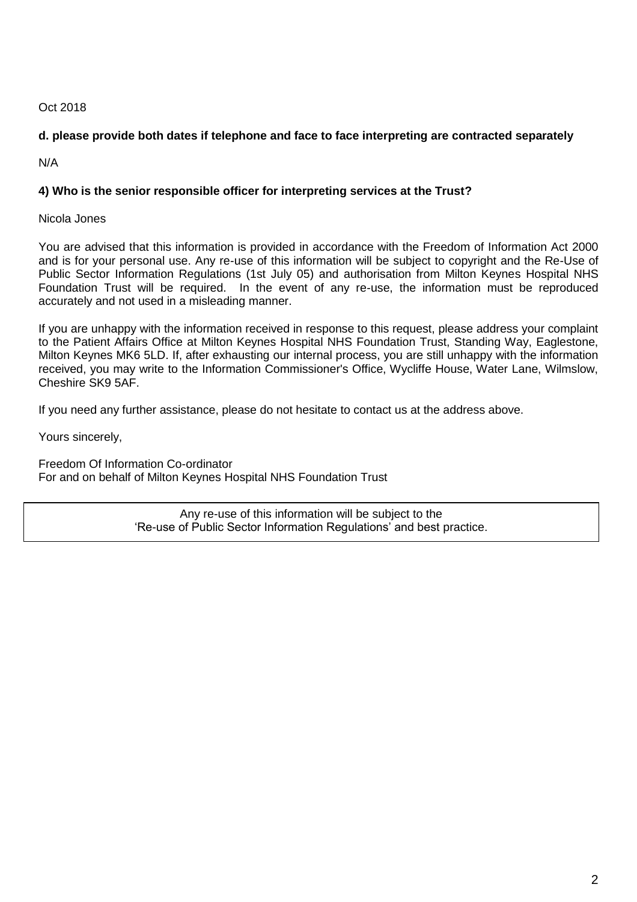Oct 2018

**d. please provide both dates if telephone and face to face interpreting are contracted separately**

N/A

**4) Who is the senior responsible officer for interpreting services at the Trust?**

Nicola Jones

You are advised that this information is provided in accordance with the Freedom of Information Act 2000 and is for your personal use. Any re-use of this information will be subject to copyright and the Re-Use of Public Sector Information Regulations (1st July 05) and authorisation from Milton Keynes Hospital NHS Foundation Trust will be required. In the event of any re-use, the information must be reproduced accurately and not used in a misleading manner.

If you are unhappy with the information received in response to this request, please address your complaint to the Patient Affairs Office at Milton Keynes Hospital NHS Foundation Trust, Standing Way, Eaglestone, Milton Keynes MK6 5LD. If, after exhausting our internal process, you are still unhappy with the information received, you may write to the Information Commissioner's Office, Wycliffe House, Water Lane, Wilmslow, Cheshire SK9 5AF.

If you need any further assistance, please do not hesitate to contact us at the address above.

Yours sincerely,

Freedom Of Information Co-ordinator
For and on behalf of Milton Keynes Hospital NHS Foundation Trust

Any re-use of this information will be subject to the
'Re-use of Public Sector Information Regulations' and best practice.